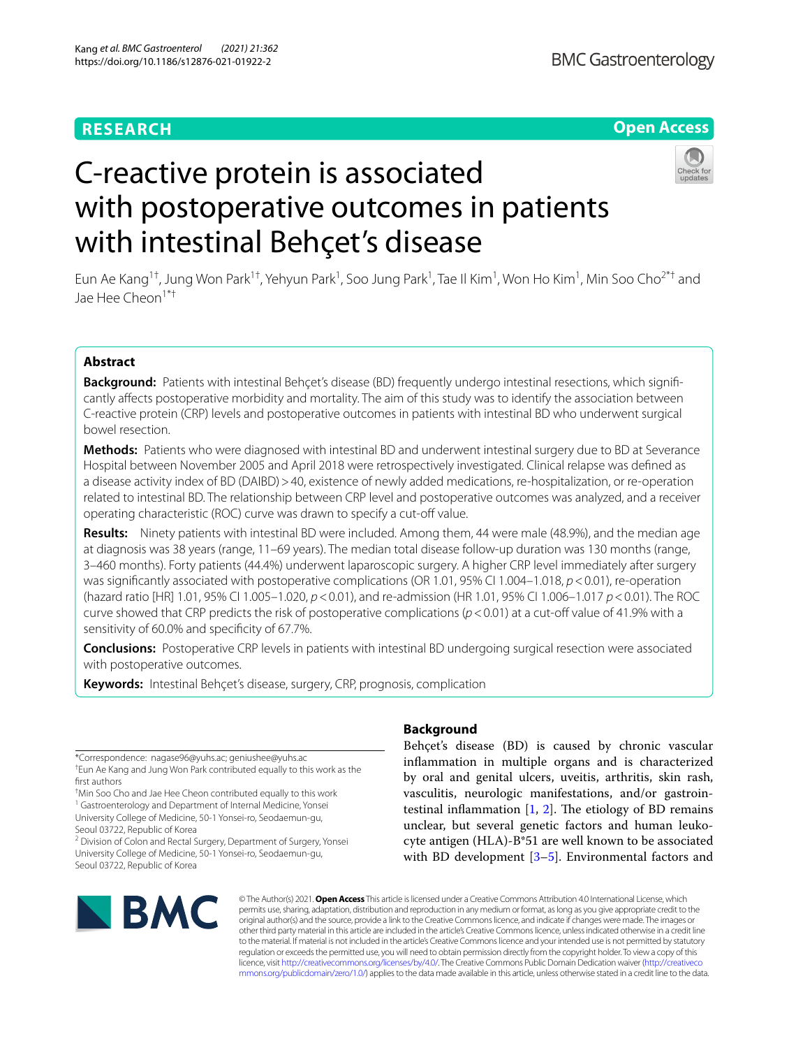RESEARCH

Open Access

# C-reactive protein is associated with postoperative outcomes in patients with intestinal Behçet's disease

Eun Ae Kang[1†], Jung Won Park[1†], Yehyun Park[1], Soo Jung Park[1], Tae Il Kim[1], Won Ho Kim[1], Min Soo Cho[2*†] and Jae Hee Cheon[1*†]

## Abstract

**Background:** Patients with intestinal Behçet's disease (BD) frequently undergo intestinal resections, which significantly affects postoperative morbidity and mortality. The aim of this study was to identify the association between C-reactive protein (CRP) levels and postoperative outcomes in patients with intestinal BD who underwent surgical bowel resection.

**Methods:** Patients who were diagnosed with intestinal BD and underwent intestinal surgery due to BD at Severance Hospital between November 2005 and April 2018 were retrospectively investigated. Clinical relapse was defined as a disease activity index of BD (DAIBD) > 40, existence of newly added medications, re-hospitalization, or re-operation related to intestinal BD. The relationship between CRP level and postoperative outcomes was analyzed, and a receiver operating characteristic (ROC) curve was drawn to specify a cut-off value.

**Results:** Ninety patients with intestinal BD were included. Among them, 44 were male (48.9%), and the median age at diagnosis was 38 years (range, 11–69 years). The median total disease follow-up duration was 130 months (range, 3–460 months). Forty patients (44.4%) underwent laparoscopic surgery. A higher CRP level immediately after surgery was significantly associated with postoperative complications (OR 1.01, 95% CI 1.004–1.018, $p < 0.01$), re-operation (hazard ratio [HR] 1.01, 95% CI 1.005–1.020, $p < 0.01$), and re-admission (HR 1.01, 95% CI 1.006–1.017 $p < 0.01$). The ROC curve showed that CRP predicts the risk of postoperative complications ($p < 0.01$) at a cut-off value of 41.9% with a sensitivity of 60.0% and specificity of 67.7%.

**Conclusions:** Postoperative CRP levels in patients with intestinal BD undergoing surgical resection were associated with postoperative outcomes.

**Keywords:** Intestinal Behçet's disease, surgery, CRP, prognosis, complication

*Correspondence: nagase96@yuhs.ac; geniushee@yuhs.ac

†Eun Ae Kang and Jung Won Park contributed equally to this work as the first authors

†Min Soo Cho and Jae Hee Cheon contributed equally to this work

[1] Gastroenterology and Department of Internal Medicine, Yonsei University College of Medicine, 50-1 Yonsei-ro, Seodaemun-gu, Seoul 03722, Republic of Korea

[2] Division of Colon and Rectal Surgery, Department of Surgery, Yonsei University College of Medicine, 50-1 Yonsei-ro, Seodaemun-gu, Seoul 03722, Republic of Korea

## Background

Behçet's disease (BD) is caused by chronic vascular inflammation in multiple organs and is characterized by oral and genital ulcers, uveitis, arthritis, skin rash, vasculitis, neurologic manifestations, and/or gastrointestinal inflammation [1, 2]. The etiology of BD remains unclear, but several genetic factors and human leukocyte antigen (HLA)-B*51 are well known to be associated with BD development [3–5]. Environmental factors and

© The Author(s) 2021. **Open Access** This article is licensed under a Creative Commons Attribution 4.0 International License, which permits use, sharing, adaptation, distribution and reproduction in any medium or format, as long as you give appropriate credit to the original author(s) and the source, provide a link to the Creative Commons licence, and indicate if changes were made. The images or other third party material in this article are included in the article's Creative Commons licence, unless indicated otherwise in a credit line to the material. If material is not included in the article's Creative Commons licence and your intended use is not permitted by statutory regulation or exceeds the permitted use, you will need to obtain permission directly from the copyright holder. To view a copy of this licence, visit http://creativecommons.org/licenses/by/4.0/. The Creative Commons Public Domain Dedication waiver (http://creativecommons.org/publicdomain/zero/1.0/) applies to the data made available in this article, unless otherwise stated in a credit line to the data.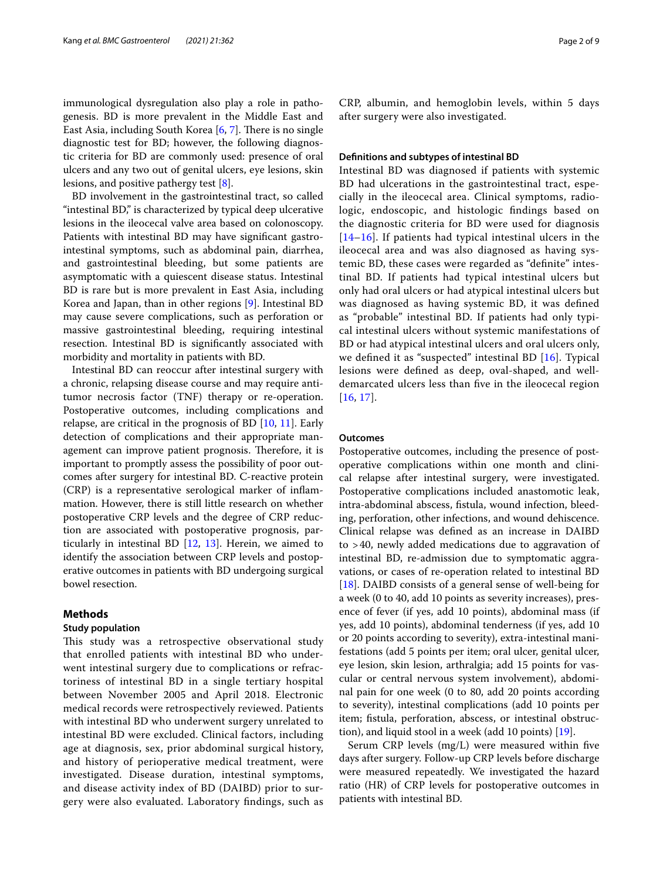immunological dysregulation also play a role in pathogenesis. BD is more prevalent in the Middle East and East Asia, including South Korea [6, 7]. There is no single diagnostic test for BD; however, the following diagnostic criteria for BD are commonly used: presence of oral ulcers and any two out of genital ulcers, eye lesions, skin lesions, and positive pathergy test [8].

BD involvement in the gastrointestinal tract, so called "intestinal BD," is characterized by typical deep ulcerative lesions in the ileocecal valve area based on colonoscopy. Patients with intestinal BD may have significant gastrointestinal symptoms, such as abdominal pain, diarrhea, and gastrointestinal bleeding, but some patients are asymptomatic with a quiescent disease status. Intestinal BD is rare but is more prevalent in East Asia, including Korea and Japan, than in other regions [9]. Intestinal BD may cause severe complications, such as perforation or massive gastrointestinal bleeding, requiring intestinal resection. Intestinal BD is significantly associated with morbidity and mortality in patients with BD.

Intestinal BD can reoccur after intestinal surgery with a chronic, relapsing disease course and may require anti-tumor necrosis factor (TNF) therapy or re-operation. Postoperative outcomes, including complications and relapse, are critical in the prognosis of BD [10, 11]. Early detection of complications and their appropriate management can improve patient prognosis. Therefore, it is important to promptly assess the possibility of poor outcomes after surgery for intestinal BD. C-reactive protein (CRP) is a representative serological marker of inflammation. However, there is still little research on whether postoperative CRP levels and the degree of CRP reduction are associated with postoperative prognosis, particularly in intestinal BD [12, 13]. Herein, we aimed to identify the association between CRP levels and postoperative outcomes in patients with BD undergoing surgical bowel resection.

## Methods

### Study population

This study was a retrospective observational study that enrolled patients with intestinal BD who underwent intestinal surgery due to complications or refractoriness of intestinal BD in a single tertiary hospital between November 2005 and April 2018. Electronic medical records were retrospectively reviewed. Patients with intestinal BD who underwent surgery unrelated to intestinal BD were excluded. Clinical factors, including age at diagnosis, sex, prior abdominal surgical history, and history of perioperative medical treatment, were investigated. Disease duration, intestinal symptoms, and disease activity index of BD (DAIBD) prior to surgery were also evaluated. Laboratory findings, such as CRP, albumin, and hemoglobin levels, within 5 days after surgery were also investigated.

### Definitions and subtypes of intestinal BD

Intestinal BD was diagnosed if patients with systemic BD had ulcerations in the gastrointestinal tract, especially in the ileocecal area. Clinical symptoms, radiologic, endoscopic, and histologic findings based on the diagnostic criteria for BD were used for diagnosis [14–16]. If patients had typical intestinal ulcers in the ileocecal area and was also diagnosed as having systemic BD, these cases were regarded as "definite" intestinal BD. If patients had typical intestinal ulcers but only had oral ulcers or had atypical intestinal ulcers but was diagnosed as having systemic BD, it was defined as "probable" intestinal BD. If patients had only typical intestinal ulcers without systemic manifestations of BD or had atypical intestinal ulcers and oral ulcers only, we defined it as "suspected" intestinal BD [16]. Typical lesions were defined as deep, oval-shaped, and well-demarcated ulcers less than five in the ileocecal region [16, 17].

### Outcomes

Postoperative outcomes, including the presence of postoperative complications within one month and clinical relapse after intestinal surgery, were investigated. Postoperative complications included anastomotic leak, intra-abdominal abscess, fistula, wound infection, bleeding, perforation, other infections, and wound dehiscence. Clinical relapse was defined as an increase in DAIBD to >40, newly added medications due to aggravation of intestinal BD, re-admission due to symptomatic aggravations, or cases of re-operation related to intestinal BD [18]. DAIBD consists of a general sense of well-being for a week (0 to 40, add 10 points as severity increases), presence of fever (if yes, add 10 points), abdominal mass (if yes, add 10 points), abdominal tenderness (if yes, add 10 or 20 points according to severity), extra-intestinal manifestations (add 5 points per item; oral ulcer, genital ulcer, eye lesion, skin lesion, arthralgia; add 15 points for vascular or central nervous system involvement), abdominal pain for one week (0 to 80, add 20 points according to severity), intestinal complications (add 10 points per item; fistula, perforation, abscess, or intestinal obstruction), and liquid stool in a week (add 10 points) [19].

Serum CRP levels (mg/L) were measured within five days after surgery. Follow-up CRP levels before discharge were measured repeatedly. We investigated the hazard ratio (HR) of CRP levels for postoperative outcomes in patients with intestinal BD.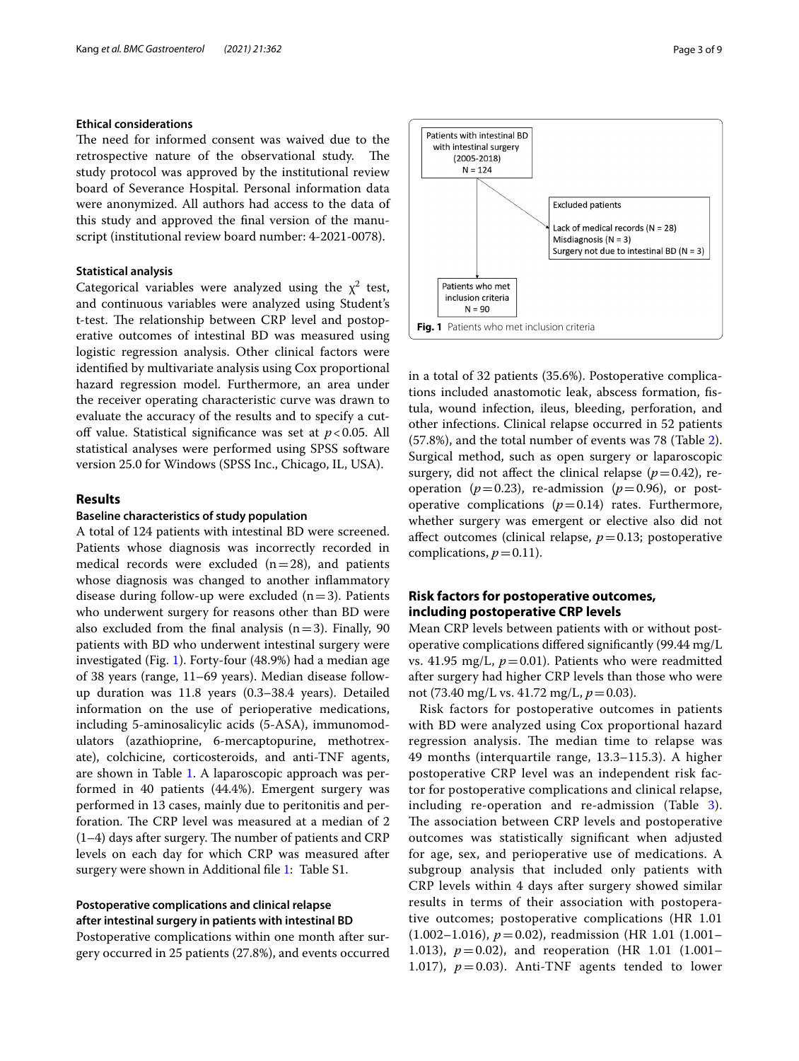### Ethical considerations

The need for informed consent was waived due to the retrospective nature of the observational study. The study protocol was approved by the institutional review board of Severance Hospital. Personal information data were anonymized. All authors had access to the data of this study and approved the final version of the manuscript (institutional review board number: 4-2021-0078).

### Statistical analysis

Categorical variables were analyzed using the $\chi^2$ test, and continuous variables were analyzed using Student's t-test. The relationship between CRP level and postoperative outcomes of intestinal BD was measured using logistic regression analysis. Other clinical factors were identified by multivariate analysis using Cox proportional hazard regression model. Furthermore, an area under the receiver operating characteristic curve was drawn to evaluate the accuracy of the results and to specify a cut-off value. Statistical significance was set at $p<0.05$. All statistical analyses were performed using SPSS software version 25.0 for Windows (SPSS Inc., Chicago, IL, USA).

## Results

### Baseline characteristics of study population

A total of 124 patients with intestinal BD were screened. Patients whose diagnosis was incorrectly recorded in medical records were excluded (n = 28), and patients whose diagnosis was changed to another inflammatory disease during follow-up were excluded (n = 3). Patients who underwent surgery for reasons other than BD were also excluded from the final analysis (n = 3). Finally, 90 patients with BD who underwent intestinal surgery were investigated (Fig. 1). Forty-four (48.9%) had a median age of 38 years (range, 11–69 years). Median disease follow-up duration was 11.8 years (0.3–38.4 years). Detailed information on the use of perioperative medications, including 5-aminosalicylic acids (5-ASA), immunomodulators (azathioprine, 6-mercaptopurine, methotrexate), colchicine, corticosteroids, and anti-TNF agents, are shown in Table 1. A laparoscopic approach was performed in 40 patients (44.4%). Emergent surgery was performed in 13 cases, mainly due to peritonitis and perforation. The CRP level was measured at a median of 2 (1–4) days after surgery. The number of patients and CRP levels on each day for which CRP was measured after surgery were shown in Additional file 1: Table S1.

Patients with intestinal BD with intestinal surgery (2005-2018) N = 124

Excluded patients
Lack of medical records (N = 28)
Misdiagnosis (N = 3)
Surgery not due to intestinal BD (N = 3)

Patients who met inclusion criteria N = 90

**Fig. 1** Patients who met inclusion criteria

### Postoperative complications and clinical relapse after intestinal surgery in patients with intestinal BD

Postoperative complications within one month after surgery occurred in 25 patients (27.8%), and events occurred in a total of 32 patients (35.6%). Postoperative complications included anastomotic leak, abscess formation, fistula, wound infection, ileus, bleeding, perforation, and other infections. Clinical relapse occurred in 52 patients (57.8%), and the total number of events was 78 (Table 2). Surgical method, such as open surgery or laparoscopic surgery, did not affect the clinical relapse ($p=0.42$), re-operation ($p=0.23$), re-admission ($p=0.96$), or postoperative complications ($p=0.14$) rates. Furthermore, whether surgery was emergent or elective also did not affect outcomes (clinical relapse, $p=0.13$; postoperative complications, $p=0.11$).

### Risk factors for postoperative outcomes, including postoperative CRP levels

Mean CRP levels between patients with or without postoperative complications differed significantly (99.44 mg/L vs. 41.95 mg/L, $p=0.01$). Patients who were readmitted after surgery had higher CRP levels than those who were not (73.40 mg/L vs. 41.72 mg/L, $p=0.03$).

Risk factors for postoperative outcomes in patients with BD were analyzed using Cox proportional hazard regression analysis. The median time to relapse was 49 months (interquartile range, 13.3–115.3). A higher postoperative CRP level was an independent risk factor for postoperative complications and clinical relapse, including re-operation and re-admission (Table 3). The association between CRP levels and postoperative outcomes was statistically significant when adjusted for age, sex, and perioperative use of medications. A subgroup analysis that included only patients with CRP levels within 4 days after surgery showed similar results in terms of their association with postoperative outcomes; postoperative complications (HR 1.01 (1.002–1.016), $p=0.02$), readmission (HR 1.01 (1.001–1.013), $p=0.02$), and reoperation (HR 1.01 (1.001–1.017), $p=0.03$). Anti-TNF agents tended to lower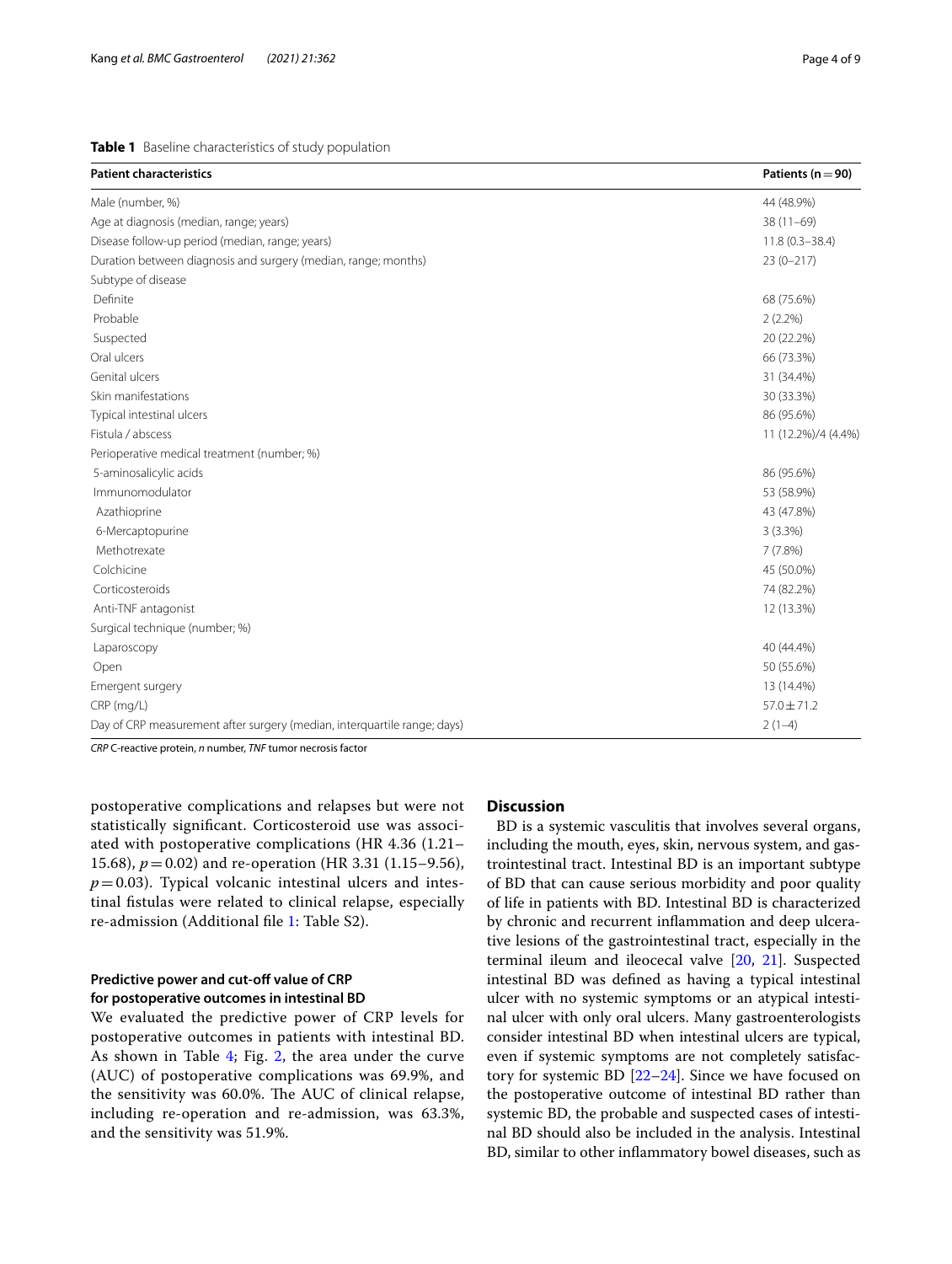**Table 1** Baseline characteristics of study population

| Patient characteristics | Patients (n = 90) |
|---|---|
| Male (number, %) | 44 (48.9%) |
| Age at diagnosis (median, range; years) | 38 (11–69) |
| Disease follow-up period (median, range; years) | 11.8 (0.3–38.4) |
| Duration between diagnosis and surgery (median, range; months) | 23 (0–217) |
| Subtype of disease | |
| Definite | 68 (75.6%) |
| Probable | 2 (2.2%) |
| Suspected | 20 (22.2%) |
| Oral ulcers | 66 (73.3%) |
| Genital ulcers | 31 (34.4%) |
| Skin manifestations | 30 (33.3%) |
| Typical intestinal ulcers | 86 (95.6%) |
| Fistula / abscess | 11 (12.2%)/4 (4.4%) |
| Perioperative medical treatment (number; %) | |
| 5-aminosalicylic acids | 86 (95.6%) |
| Immunomodulator | 53 (58.9%) |
| Azathioprine | 43 (47.8%) |
| 6-Mercaptopurine | 3 (3.3%) |
| Methotrexate | 7 (7.8%) |
| Colchicine | 45 (50.0%) |
| Corticosteroids | 74 (82.2%) |
| Anti-TNF antagonist | 12 (13.3%) |
| Surgical technique (number; %) | |
| Laparoscopy | 40 (44.4%) |
| Open | 50 (55.6%) |
| Emergent surgery | 13 (14.4%) |
| CRP (mg/L) | 57.0 ± 71.2 |
| Day of CRP measurement after surgery (median, interquartile range; days) | 2 (1–4) |

*CRP* C-reactive protein, *n* number, *TNF* tumor necrosis factor

postoperative complications and relapses but were not statistically significant. Corticosteroid use was associated with postoperative complications (HR 4.36 (1.21–15.68), $p = 0.02$) and re-operation (HR 3.31 (1.15–9.56), $p = 0.03$). Typical volcanic intestinal ulcers and intestinal fistulas were related to clinical relapse, especially re-admission (Additional file 1: Table S2).

### Predictive power and cut-off value of CRP for postoperative outcomes in intestinal BD

We evaluated the predictive power of CRP levels for postoperative outcomes in patients with intestinal BD. As shown in Table 4; Fig. 2, the area under the curve (AUC) of postoperative complications was 69.9%, and the sensitivity was 60.0%. The AUC of clinical relapse, including re-operation and re-admission, was 63.3%, and the sensitivity was 51.9%.

## Discussion

BD is a systemic vasculitis that involves several organs, including the mouth, eyes, skin, nervous system, and gastrointestinal tract. Intestinal BD is an important subtype of BD that can cause serious morbidity and poor quality of life in patients with BD. Intestinal BD is characterized by chronic and recurrent inflammation and deep ulcerative lesions of the gastrointestinal tract, especially in the terminal ileum and ileocecal valve [20, 21]. Suspected intestinal BD was defined as having a typical intestinal ulcer with no systemic symptoms or an atypical intestinal ulcer with only oral ulcers. Many gastroenterologists consider intestinal BD when intestinal ulcers are typical, even if systemic symptoms are not completely satisfactory for systemic BD [22–24]. Since we have focused on the postoperative outcome of intestinal BD rather than systemic BD, the probable and suspected cases of intestinal BD should also be included in the analysis. Intestinal BD, similar to other inflammatory bowel diseases, such as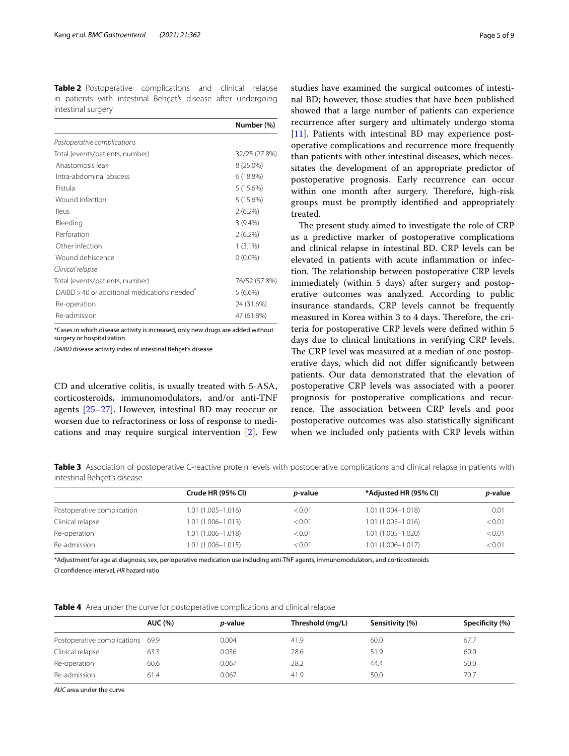**Table 2** Postoperative complications and clinical relapse in patients with intestinal Behçet's disease after undergoing intestinal surgery

| | Number (%) |
|---|---|
| *Postoperative complications* | |
| Total (events/patients, number) | 32/25 (27.8%) |
| Anastomosis leak | 8 (25.0%) |
| Intra-abdominal abscess | 6 (18.8%) |
| Fistula | 5 (15.6%) |
| Wound infection | 5 (15.6%) |
| Ileus | 2 (6.2%) |
| Bleeding | 3 (9.4%) |
| Perforation | 2 (6.2%) |
| Other infection | 1 (3.1%) |
| Wound dehiscence | 0 (0.0%) |
| *Clinical relapse* | |
| Total (events/patients, number) | 76/52 (57.8%) |
| DAIBD > 40 or additional medications needed* | 5 (6.6%) |
| Re-operation | 24 (31.6%) |
| Re-admission | 47 (61.8%) |

*Cases in which disease activity is increased, only new drugs are added without surgery or hospitalization

*DAIBD* disease activity index of intestinal Behçet's disease

CD and ulcerative colitis, is usually treated with 5-ASA, corticosteroids, immunomodulators, and/or anti-TNF agents [25–27]. However, intestinal BD may reoccur or worsen due to refractoriness or loss of response to medications and may require surgical intervention [2]. Few studies have examined the surgical outcomes of intestinal BD; however, those studies that have been published showed that a large number of patients can experience recurrence after surgery and ultimately undergo stoma [11]. Patients with intestinal BD may experience postoperative complications and recurrence more frequently than patients with other intestinal diseases, which necessitates the development of an appropriate predictor of postoperative prognosis. Early recurrence can occur within one month after surgery. Therefore, high-risk groups must be promptly identified and appropriately treated.

The present study aimed to investigate the role of CRP as a predictive marker of postoperative complications and clinical relapse in intestinal BD. CRP levels can be elevated in patients with acute inflammation or infection. The relationship between postoperative CRP levels immediately (within 5 days) after surgery and postoperative outcomes was analyzed. According to public insurance standards, CRP levels cannot be frequently measured in Korea within 3 to 4 days. Therefore, the criteria for postoperative CRP levels were defined within 5 days due to clinical limitations in verifying CRP levels. The CRP level was measured at a median of one postoperative days, which did not differ significantly between patients. Our data demonstrated that the elevation of postoperative CRP levels was associated with a poorer prognosis for postoperative complications and recurrence. The association between CRP levels and poor postoperative outcomes was also statistically significant when we included only patients with CRP levels within

**Table 3** Association of postoperative C-reactive protein levels with postoperative complications and clinical relapse in patients with intestinal Behçet's disease

| | Crude HR (95% CI) | *p*-value | *Adjusted HR (95% CI) | *p*-value |
|---|---|---|---|---|
| Postoperative complication | 1.01 (1.005–1.016) | < 0.01 | 1.01 (1.004–1.018) | 0.01 |
| Clinical relapse | 1.01 (1.006–1.013) | < 0.01 | 1.01 (1.005–1.016) | < 0.01 |
| Re-operation | 1.01 (1.006–1.018) | < 0.01 | 1.01 (1.005–1.020) | < 0.01 |
| Re-admission | 1.01 (1.006–1.015) | < 0.01 | 1.01 (1.006–1.017) | < 0.01 |

*Adjustment for age at diagnosis, sex, perioperative medication use including anti-TNF agents, immunomodulators, and corticosteroids

*CI* confidence interval, *HR* hazard ratio

**Table 4** Area under the curve for postoperative complications and clinical relapse

| | AUC (%) | *p*-value | Threshold (mg/L) | Sensitivity (%) | Specificity (%) |
|---|---|---|---|---|---|
| Postoperative complications | 69.9 | 0.004 | 41.9 | 60.0 | 67.7 |
| Clinical relapse | 63.3 | 0.036 | 28.6 | 51.9 | 60.0 |
| Re-operation | 60.6 | 0.067 | 28.2 | 44.4 | 50.0 |
| Re-admission | 61.4 | 0.067 | 41.9 | 50.0 | 70.7 |

*AUC* area under the curve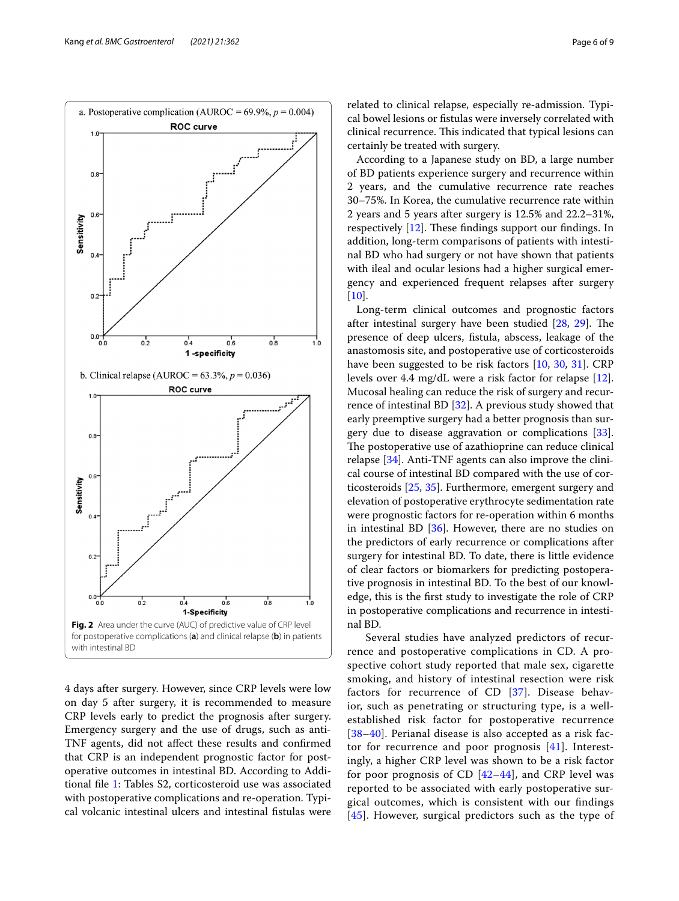a. Postoperative complication (AUROC = 69.9%, $p = 0.004$)

b. Clinical relapse (AUROC = 63.3%, $p = 0.036$)

**Fig. 2** Area under the curve (AUC) of predictive value of CRP level for postoperative complications (**a**) and clinical relapse (**b**) in patients with intestinal BD

4 days after surgery. However, since CRP levels were low on day 5 after surgery, it is recommended to measure CRP levels early to predict the prognosis after surgery. Emergency surgery and the use of drugs, such as anti-TNF agents, did not affect these results and confirmed that CRP is an independent prognostic factor for postoperative outcomes in intestinal BD. According to Additional file 1: Tables S2, corticosteroid use was associated with postoperative complications and re-operation. Typical volcanic intestinal ulcers and intestinal fistulas were related to clinical relapse, especially re-admission. Typical bowel lesions or fistulas were inversely correlated with clinical recurrence. This indicated that typical lesions can certainly be treated with surgery.

According to a Japanese study on BD, a large number of BD patients experience surgery and recurrence within 2 years, and the cumulative recurrence rate reaches 30–75%. In Korea, the cumulative recurrence rate within 2 years and 5 years after surgery is 12.5% and 22.2–31%, respectively [12]. These findings support our findings. In addition, long-term comparisons of patients with intestinal BD who had surgery or not have shown that patients with ileal and ocular lesions had a higher surgical emergency and experienced frequent relapses after surgery [10].

Long-term clinical outcomes and prognostic factors after intestinal surgery have been studied [28, 29]. The presence of deep ulcers, fistula, abscess, leakage of the anastomosis site, and postoperative use of corticosteroids have been suggested to be risk factors [10, 30, 31]. CRP levels over 4.4 mg/dL were a risk factor for relapse [12]. Mucosal healing can reduce the risk of surgery and recurrence of intestinal BD [32]. A previous study showed that early preemptive surgery had a better prognosis than surgery due to disease aggravation or complications [33]. The postoperative use of azathioprine can reduce clinical relapse [34]. Anti-TNF agents can also improve the clinical course of intestinal BD compared with the use of corticosteroids [25, 35]. Furthermore, emergent surgery and elevation of postoperative erythrocyte sedimentation rate were prognostic factors for re-operation within 6 months in intestinal BD [36]. However, there are no studies on the predictors of early recurrence or complications after surgery for intestinal BD. To date, there is little evidence of clear factors or biomarkers for predicting postoperative prognosis in intestinal BD. To the best of our knowledge, this is the first study to investigate the role of CRP in postoperative complications and recurrence in intestinal BD.

Several studies have analyzed predictors of recurrence and postoperative complications in CD. A prospective cohort study reported that male sex, cigarette smoking, and history of intestinal resection were risk factors for recurrence of CD [37]. Disease behavior, such as penetrating or structuring type, is a well-established risk factor for postoperative recurrence [38–40]. Perianal disease is also accepted as a risk factor for recurrence and poor prognosis [41]. Interestingly, a higher CRP level was shown to be a risk factor for poor prognosis of CD [42–44], and CRP level was reported to be associated with early postoperative surgical outcomes, which is consistent with our findings [45]. However, surgical predictors such as the type of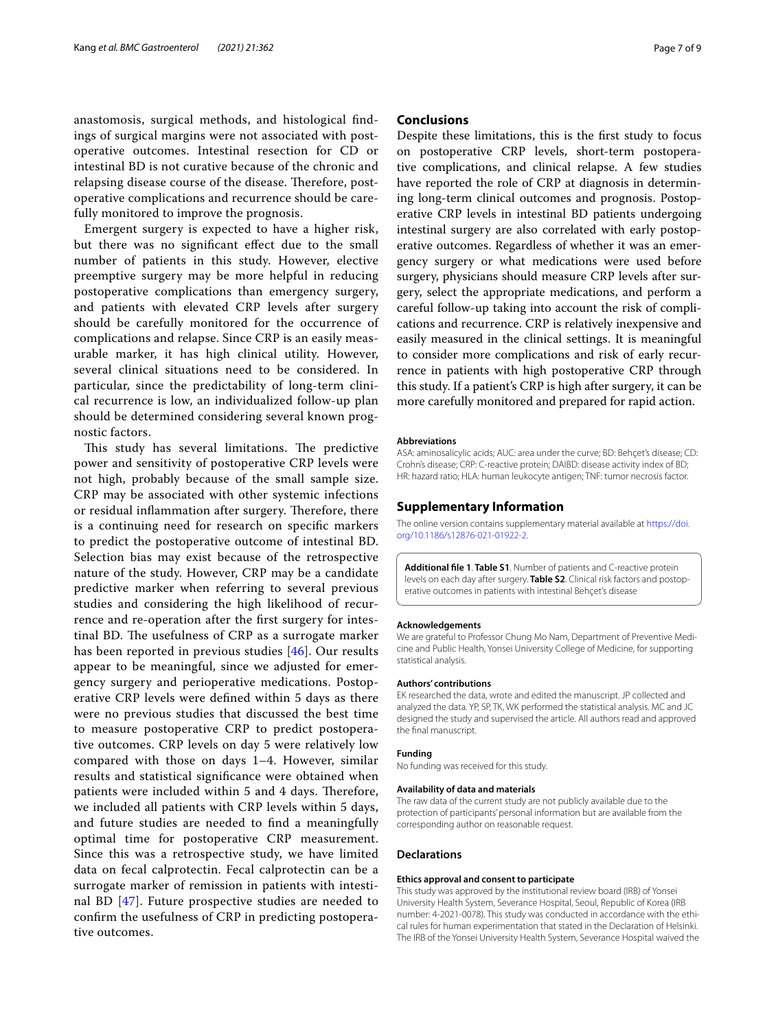anastomosis, surgical methods, and histological findings of surgical margins were not associated with postoperative outcomes. Intestinal resection for CD or intestinal BD is not curative because of the chronic and relapsing disease course of the disease. Therefore, postoperative complications and recurrence should be carefully monitored to improve the prognosis.

Emergent surgery is expected to have a higher risk, but there was no significant effect due to the small number of patients in this study. However, elective preemptive surgery may be more helpful in reducing postoperative complications than emergency surgery, and patients with elevated CRP levels after surgery should be carefully monitored for the occurrence of complications and relapse. Since CRP is an easily measurable marker, it has high clinical utility. However, several clinical situations need to be considered. In particular, since the predictability of long-term clinical recurrence is low, an individualized follow-up plan should be determined considering several known prognostic factors.

This study has several limitations. The predictive power and sensitivity of postoperative CRP levels were not high, probably because of the small sample size. CRP may be associated with other systemic infections or residual inflammation after surgery. Therefore, there is a continuing need for research on specific markers to predict the postoperative outcome of intestinal BD. Selection bias may exist because of the retrospective nature of the study. However, CRP may be a candidate predictive marker when referring to several previous studies and considering the high likelihood of recurrence and re-operation after the first surgery for intestinal BD. The usefulness of CRP as a surrogate marker has been reported in previous studies [46]. Our results appear to be meaningful, since we adjusted for emergency surgery and perioperative medications. Postoperative CRP levels were defined within 5 days as there were no previous studies that discussed the best time to measure postoperative CRP to predict postoperative outcomes. CRP levels on day 5 were relatively low compared with those on days 1–4. However, similar results and statistical significance were obtained when patients were included within 5 and 4 days. Therefore, we included all patients with CRP levels within 5 days, and future studies are needed to find a meaningfully optimal time for postoperative CRP measurement. Since this was a retrospective study, we have limited data on fecal calprotectin. Fecal calprotectin can be a surrogate marker of remission in patients with intestinal BD [47]. Future prospective studies are needed to confirm the usefulness of CRP in predicting postoperative outcomes.

## Conclusions

Despite these limitations, this is the first study to focus on postoperative CRP levels, short-term postoperative complications, and clinical relapse. A few studies have reported the role of CRP at diagnosis in determining long-term clinical outcomes and prognosis. Postoperative CRP levels in intestinal BD patients undergoing intestinal surgery are also correlated with early postoperative outcomes. Regardless of whether it was an emergency surgery or what medications were used before surgery, physicians should measure CRP levels after surgery, select the appropriate medications, and perform a careful follow-up taking into account the risk of complications and recurrence. CRP is relatively inexpensive and easily measured in the clinical settings. It is meaningful to consider more complications and risk of early recurrence in patients with high postoperative CRP through this study. If a patient's CRP is high after surgery, it can be more carefully monitored and prepared for rapid action.

#### Abbreviations

ASA: aminosalicylic acids; AUC: area under the curve; BD: Behçet's disease; CD: Crohn's disease; CRP: C-reactive protein; DAIBD: disease activity index of BD; HR: hazard ratio; HLA: human leukocyte antigen; TNF: tumor necrosis factor.

## Supplementary Information

The online version contains supplementary material available at https://doi.org/10.1186/s12876-021-01922-2.

**Additional file 1. Table S1**. Number of patients and C-reactive protein levels on each day after surgery. **Table S2**. Clinical risk factors and postoperative outcomes in patients with intestinal Behçet's disease

#### Acknowledgements

We are grateful to Professor Chung Mo Nam, Department of Preventive Medicine and Public Health, Yonsei University College of Medicine, for supporting statistical analysis.

#### Authors' contributions

EK researched the data, wrote and edited the manuscript. JP collected and analyzed the data. YP, SP, TK, WK performed the statistical analysis. MC and JC designed the study and supervised the article. All authors read and approved the final manuscript.

#### Funding

No funding was received for this study.

#### Availability of data and materials

The raw data of the current study are not publicly available due to the protection of participants' personal information but are available from the corresponding author on reasonable request.

## Declarations

#### Ethics approval and consent to participate

This study was approved by the institutional review board (IRB) of Yonsei University Health System, Severance Hospital, Seoul, Republic of Korea (IRB number: 4-2021-0078). This study was conducted in accordance with the ethical rules for human experimentation that stated in the Declaration of Helsinki. The IRB of the Yonsei University Health System, Severance Hospital waived the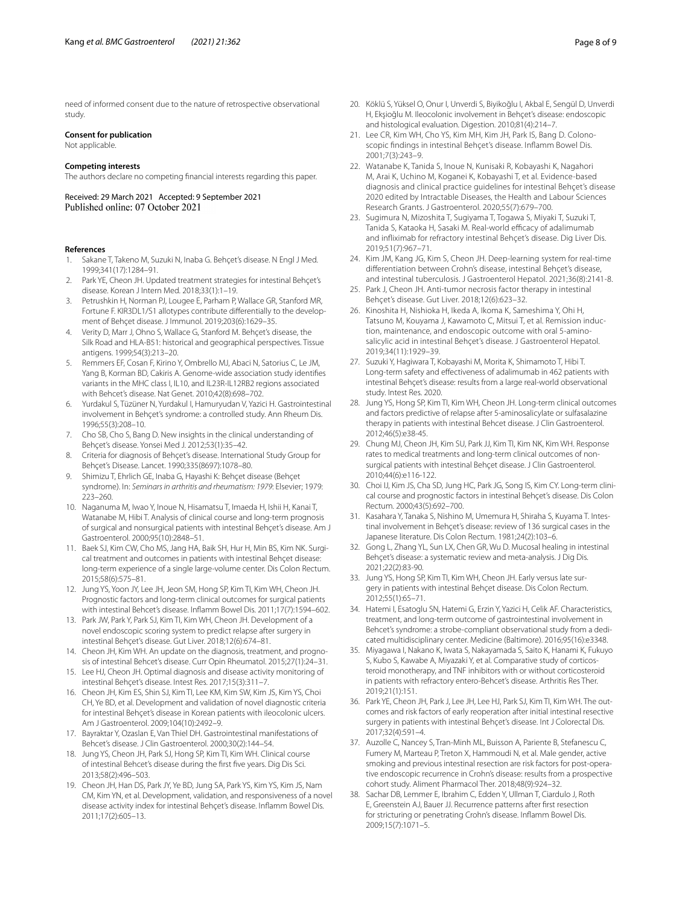need of informed consent due to the nature of retrospective observational study.

### Consent for publication

Not applicable.

### Competing interests

The authors declare no competing financial interests regarding this paper.

Received: 29 March 2021 Accepted: 9 September 2021
Published online: 07 October 2021

### References

1. Sakane T, Takeno M, Suzuki N, Inaba G. Behçet's disease. N Engl J Med. 1999;341(17):1284–91.
2. Park YE, Cheon JH. Updated treatment strategies for intestinal Behçet's disease. Korean J Intern Med. 2018;33(1):1–19.
3. Petrushkin H, Norman PJ, Lougee E, Parham P, Wallace GR, Stanford MR, Fortune F. KIR3DL1/S1 allotypes contribute differentially to the development of Behçet disease. J Immunol. 2019;203(6):1629–35.
4. Verity D, Marr J, Ohno S, Wallace G, Stanford M. Behçet's disease, the Silk Road and HLA-B51: historical and geographical perspectives. Tissue antigens. 1999;54(3):213–20.
5. Remmers EF, Cosan F, Kirino Y, Ombrello MJ, Abaci N, Satorius C, Le JM, Yang B, Korman BD, Cakiris A. Genome-wide association study identifies variants in the MHC class I, IL10, and IL23R-IL12RB2 regions associated with Behcet's disease. Nat Genet. 2010;42(8):698–702.
6. Yurdakul S, Tüzüner N, Yurdakul I, Hamuryudan V, Yazici H. Gastrointestinal involvement in Behçet's syndrome: a controlled study. Ann Rheum Dis. 1996;55(3):208–10.
7. Cho SB, Cho S, Bang D. New insights in the clinical understanding of Behçet's disease. Yonsei Med J. 2012;53(1):35–42.
8. Criteria for diagnosis of Behçet's disease. International Study Group for Behçet's Disease. Lancet. 1990;335(8697):1078–80.
9. Shimizu T, Ehrlich GE, Inaba G, Hayashi K: Behçet disease (Behçet syndrome). In: *Seminars in arthritis and rheumatism: 1979*: Elsevier; 1979: 223–260.
10. Naganuma M, Iwao Y, Inoue N, Hisamatsu T, Imaeda H, Ishii H, Kanai T, Watanabe M, Hibi T. Analysis of clinical course and long-term prognosis of surgical and nonsurgical patients with intestinal Behçet's disease. Am J Gastroenterol. 2000;95(10):2848–51.
11. Baek SJ, Kim CW, Cho MS, Jang HA, Baik SH, Hur H, Min BS, Kim NK. Surgical treatment and outcomes in patients with intestinal Behçet disease: long-term experience of a single large-volume center. Dis Colon Rectum. 2015;58(6):575–81.
12. Jung YS, Yoon JY, Lee JH, Jeon SM, Hong SP, Kim TI, Kim WH, Cheon JH. Prognostic factors and long-term clinical outcomes for surgical patients with intestinal Behcet's disease. Inflamm Bowel Dis. 2011;17(7):1594–602.
13. Park JW, Park Y, Park SJ, Kim TI, Kim WH, Cheon JH. Development of a novel endoscopic scoring system to predict relapse after surgery in intestinal Behçet's disease. Gut Liver. 2018;12(6):674–81.
14. Cheon JH, Kim WH. An update on the diagnosis, treatment, and prognosis of intestinal Behcet's disease. Curr Opin Rheumatol. 2015;27(1):24–31.
15. Lee HJ, Cheon JH. Optimal diagnosis and disease activity monitoring of intestinal Behçet's disease. Intest Res. 2017;15(3):311–7.
16. Cheon JH, Kim ES, Shin SJ, Kim TI, Lee KM, Kim SW, Kim JS, Kim YS, Choi CH, Ye BD, et al. Development and validation of novel diagnostic criteria for intestinal Behçet's disease in Korean patients with ileocolonic ulcers. Am J Gastroenterol. 2009;104(10):2492–9.
17. Bayraktar Y, Ozaslan E, Van Thiel DH. Gastrointestinal manifestations of Behcet's disease. J Clin Gastroenterol. 2000;30(2):144–54.
18. Jung YS, Cheon JH, Park SJ, Hong SP, Kim TI, Kim WH. Clinical course of intestinal Behcet's disease during the first five years. Dig Dis Sci. 2013;58(2):496–503.
19. Cheon JH, Han DS, Park JY, Ye BD, Jung SA, Park YS, Kim YS, Kim JS, Nam CM, Kim YN, et al. Development, validation, and responsiveness of a novel disease activity index for intestinal Behçet's disease. Inflamm Bowel Dis. 2011;17(2):605–13.
20. Köklü S, Yüksel O, Onur I, Unverdi S, Biyikoğlu I, Akbal E, Sengül D, Unverdi H, Ekşioğlu M. Ileocolonic involvement in Behçet's disease: endoscopic and histological evaluation. Digestion. 2010;81(4):214–7.
21. Lee CR, Kim WH, Cho YS, Kim MH, Kim JH, Park IS, Bang D. Colonoscopic findings in intestinal Behçet's disease. Inflamm Bowel Dis. 2001;7(3):243–9.
22. Watanabe K, Tanida S, Inoue N, Kunisaki R, Kobayashi K, Nagahori M, Arai K, Uchino M, Koganei K, Kobayashi T, et al. Evidence-based diagnosis and clinical practice guidelines for intestinal Behçet's disease 2020 edited by Intractable Diseases, the Health and Labour Sciences Research Grants. J Gastroenterol. 2020;55(7):679–700.
23. Sugimura N, Mizoshita T, Sugiyama T, Togawa S, Miyaki T, Suzuki T, Tanida S, Kataoka H, Sasaki M. Real-world efficacy of adalimumab and infliximab for refractory intestinal Behçet's disease. Dig Liver Dis. 2019;51(7):967–71.
24. Kim JM, Kang JG, Kim S, Cheon JH. Deep-learning system for real-time differentiation between Crohn's disease, intestinal Behçet's disease, and intestinal tuberculosis. J Gastroenterol Hepatol. 2021;36(8):2141-8.
25. Park J, Cheon JH. Anti-tumor necrosis factor therapy in intestinal Behçet's disease. Gut Liver. 2018;12(6):623–32.
26. Kinoshita H, Nishioka H, Ikeda A, Ikoma K, Sameshima Y, Ohi H, Tatsuno M, Kouyama J, Kawamoto C, Mitsui T, et al. Remission induction, maintenance, and endoscopic outcome with oral 5-aminosalicylic acid in intestinal Behçet's disease. J Gastroenterol Hepatol. 2019;34(11):1929–39.
27. Suzuki Y, Hagiwara T, Kobayashi M, Morita K, Shimamoto T, Hibi T. Long-term safety and effectiveness of adalimumab in 462 patients with intestinal Behçet's disease: results from a large real-world observational study. Intest Res. 2020.
28. Jung YS, Hong SP, Kim TI, Kim WH, Cheon JH. Long-term clinical outcomes and factors predictive of relapse after 5-aminosalicylate or sulfasalazine therapy in patients with intestinal Behcet disease. J Clin Gastroenterol. 2012;46(5):e38-45.
29. Chung MJ, Cheon JH, Kim SU, Park JJ, Kim TI, Kim NK, Kim WH. Response rates to medical treatments and long-term clinical outcomes of non-surgical patients with intestinal Behçet disease. J Clin Gastroenterol. 2010;44(6):e116-122.
30. Choi IJ, Kim JS, Cha SD, Jung HC, Park JG, Song IS, Kim CY. Long-term clinical course and prognostic factors in intestinal Behçet's disease. Dis Colon Rectum. 2000;43(5):692–700.
31. Kasahara Y, Tanaka S, Nishino M, Umemura H, Shiraha S, Kuyama T. Intestinal involvement in Behçet's disease: review of 136 surgical cases in the Japanese literature. Dis Colon Rectum. 1981;24(2):103–6.
32. Gong L, Zhang YL, Sun LX, Chen GR, Wu D. Mucosal healing in intestinal Behçet's disease: a systematic review and meta-analysis. J Dig Dis. 2021;22(2):83-90.
33. Jung YS, Hong SP, Kim TI, Kim WH, Cheon JH. Early versus late surgery in patients with intestinal Behçet disease. Dis Colon Rectum. 2012;55(1):65–71.
34. Hatemi I, Esatoglu SN, Hatemi G, Erzin Y, Yazici H, Celik AF. Characteristics, treatment, and long-term outcome of gastrointestinal involvement in Behcet's syndrome: a strobe-compliant observational study from a dedicated multidisciplinary center. Medicine (Baltimore). 2016;95(16):e3348.
35. Miyagawa I, Nakano K, Iwata S, Nakayamada S, Saito K, Hanami K, Fukuyo S, Kubo S, Kawabe A, Miyazaki Y, et al. Comparative study of corticosteroid monotherapy, and TNF inhibitors with or without corticosteroid in patients with refractory entero-Behcet's disease. Arthritis Res Ther. 2019;21(1):151.
36. Park YE, Cheon JH, Park J, Lee JH, Lee HJ, Park SJ, Kim TI, Kim WH. The outcomes and risk factors of early reoperation after initial intestinal resective surgery in patients with intestinal Behçet's disease. Int J Colorectal Dis. 2017;32(4):591–4.
37. Auzolle C, Nancey S, Tran-Minh ML, Buisson A, Pariente B, Stefanescu C, Fumery M, Marteau P, Treton X, Hammoudi N, et al. Male gender, active smoking and previous intestinal resection are risk factors for post-operative endoscopic recurrence in Crohn's disease: results from a prospective cohort study. Aliment Pharmacol Ther. 2018;48(9):924–32.
38. Sachar DB, Lemmer E, Ibrahim C, Edden Y, Ullman T, Ciardulo J, Roth E, Greenstein AJ, Bauer JJ. Recurrence patterns after first resection for stricturing or penetrating Crohn's disease. Inflamm Bowel Dis. 2009;15(7):1071–5.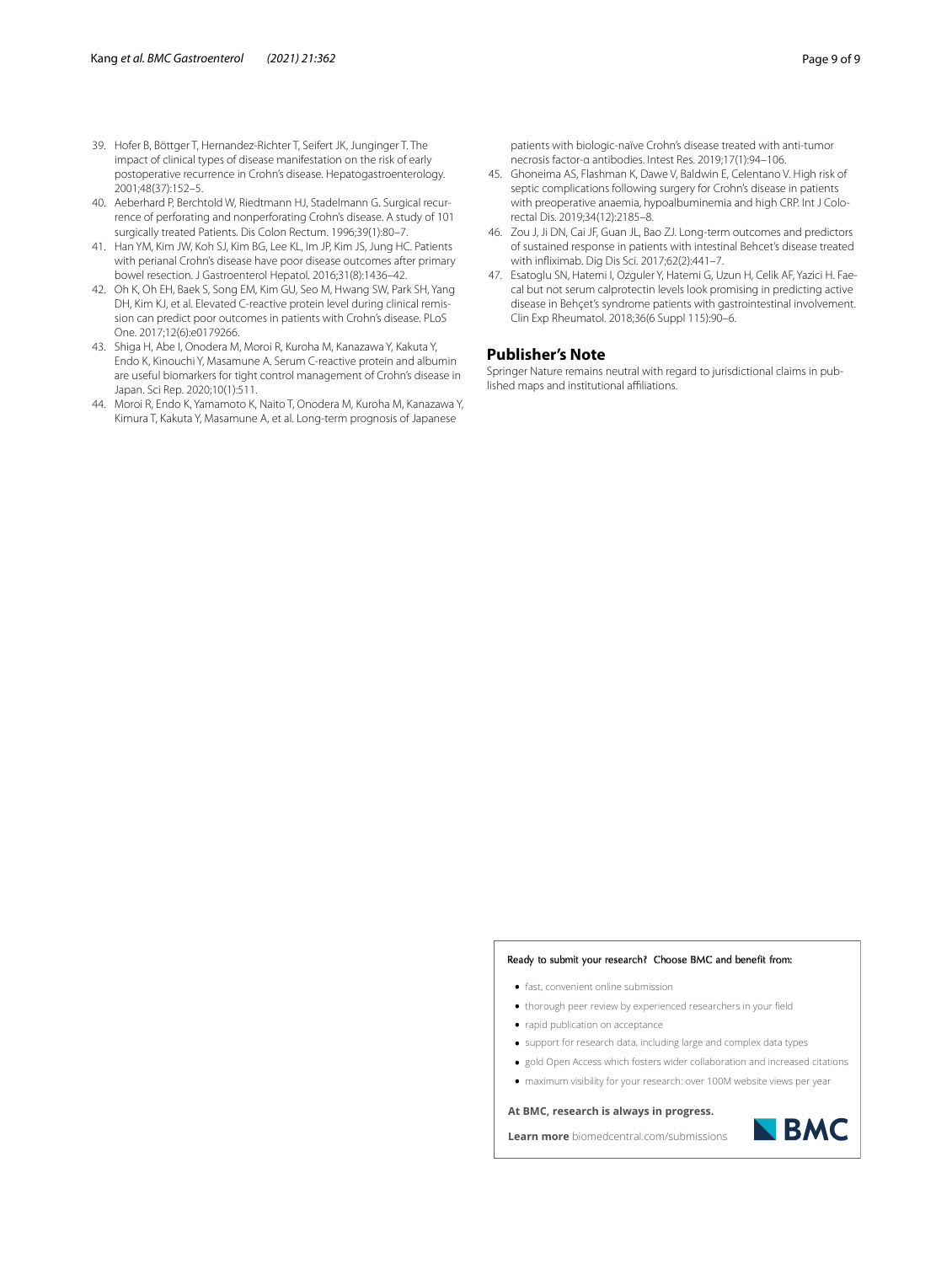39. Hofer B, Böttger T, Hernandez-Richter T, Seifert JK, Junginger T. The impact of clinical types of disease manifestation on the risk of early postoperative recurrence in Crohn's disease. Hepatogastroenterology. 2001;48(37):152–5.
40. Aeberhard P, Berchtold W, Riedtmann HJ, Stadelmann G. Surgical recurrence of perforating and nonperforating Crohn's disease. A study of 101 surgically treated Patients. Dis Colon Rectum. 1996;39(1):80–7.
41. Han YM, Kim JW, Koh SJ, Kim BG, Lee KL, Im JP, Kim JS, Jung HC. Patients with perianal Crohn's disease have poor disease outcomes after primary bowel resection. J Gastroenterol Hepatol. 2016;31(8):1436–42.
42. Oh K, Oh EH, Baek S, Song EM, Kim GU, Seo M, Hwang SW, Park SH, Yang DH, Kim KJ, et al. Elevated C-reactive protein level during clinical remission can predict poor outcomes in patients with Crohn's disease. PLoS One. 2017;12(6):e0179266.
43. Shiga H, Abe I, Onodera M, Moroi R, Kuroha M, Kanazawa Y, Kakuta Y, Endo K, Kinouchi Y, Masamune A. Serum C-reactive protein and albumin are useful biomarkers for tight control management of Crohn's disease in Japan. Sci Rep. 2020;10(1):511.
44. Moroi R, Endo K, Yamamoto K, Naito T, Onodera M, Kuroha M, Kanazawa Y, Kimura T, Kakuta Y, Masamune A, et al. Long-term prognosis of Japanese patients with biologic-naïve Crohn's disease treated with anti-tumor necrosis factor-α antibodies. Intest Res. 2019;17(1):94–106.
45. Ghoneima AS, Flashman K, Dawe V, Baldwin E, Celentano V. High risk of septic complications following surgery for Crohn's disease in patients with preoperative anaemia, hypoalbuminemia and high CRP. Int J Colorectal Dis. 2019;34(12):2185–8.
46. Zou J, Ji DN, Cai JF, Guan JL, Bao ZJ. Long-term outcomes and predictors of sustained response in patients with intestinal Behcet's disease treated with infliximab. Dig Dis Sci. 2017;62(2):441–7.
47. Esatoglu SN, Hatemi I, Ozguler Y, Hatemi G, Uzun H, Celik AF, Yazici H. Faecal but not serum calprotectin levels look promising in predicting active disease in Behçet's syndrome patients with gastrointestinal involvement. Clin Exp Rheumatol. 2018;36(6 Suppl 115):90–6.

## Publisher's Note

Springer Nature remains neutral with regard to jurisdictional claims in published maps and institutional affiliations.

Ready to submit your research? Choose BMC and benefit from:

- fast, convenient online submission
- thorough peer review by experienced researchers in your field
- rapid publication on acceptance
- support for research data, including large and complex data types
- gold Open Access which fosters wider collaboration and increased citations
- maximum visibility for your research: over 100M website views per year

**At BMC, research is always in progress.**

**Learn more** biomedcentral.com/submissions